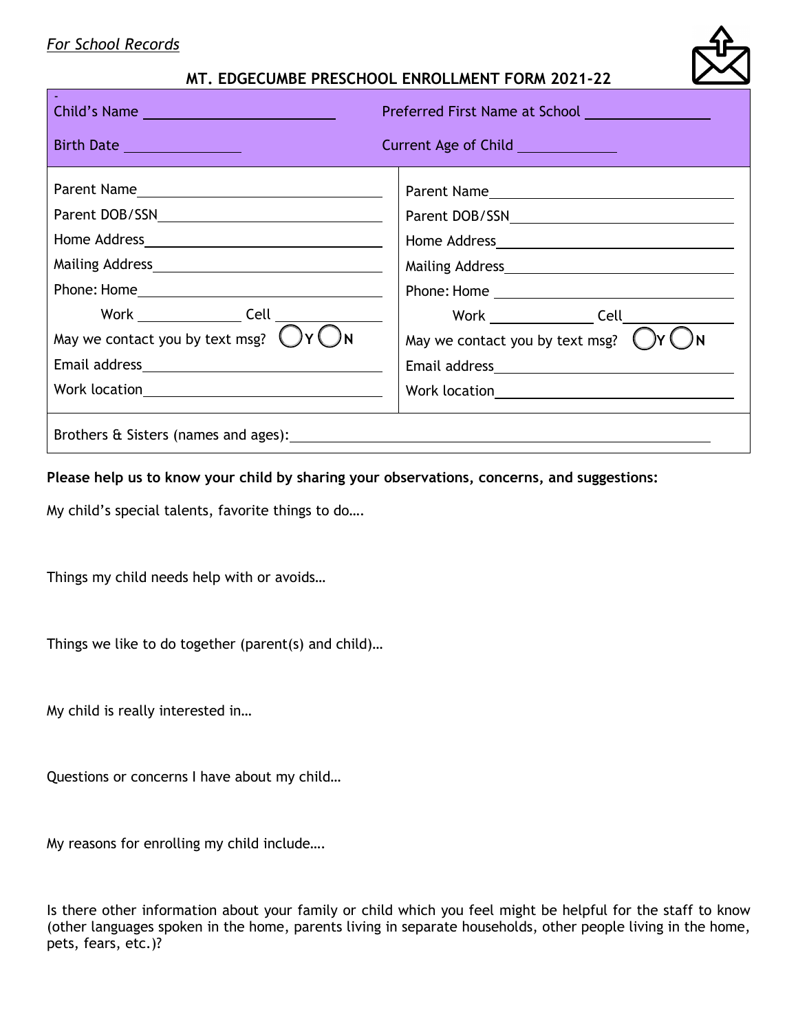*For School Records*

## MT. EDGECUMBE PRESCHOOL ENROLLMENT FORM 2021-22

Child's Name ____________________ Preferred First Name at School ______________

Birth Date ______________ Current Age of Child ____________

| Parent 1 | Parent 2 |
|---|---|
| Parent Name ____________________ | Parent Name ____________________ |
| Parent DOB/SSN ____________________ | Parent DOB/SSN ____________________ |
| Home Address ____________________ | Home Address ____________________ |
| Mailing Address ____________________ | Mailing Address ____________________ |
| Phone: Home ____________________ | Phone: Home ____________________ |
| Work ____________ Cell ____________ | Work ____________ Cell ____________ |
| May we contact you by text msg? ◯Y ◯N | May we contact you by text msg? ◯Y ◯N |
| Email address ____________________ | Email address ____________________ |
| Work location ____________________ | Work location ____________________ |

Brothers & Sisters (names and ages): ________________________________________

**Please help us to know your child by sharing your observations, concerns, and suggestions:**

My child's special talents, favorite things to do….

Things my child needs help with or avoids…

Things we like to do together (parent(s) and child)…

My child is really interested in…

Questions or concerns I have about my child…

My reasons for enrolling my child include….

Is there other information about your family or child which you feel might be helpful for the staff to know (other languages spoken in the home, parents living in separate households, other people living in the home, pets, fears, etc.)?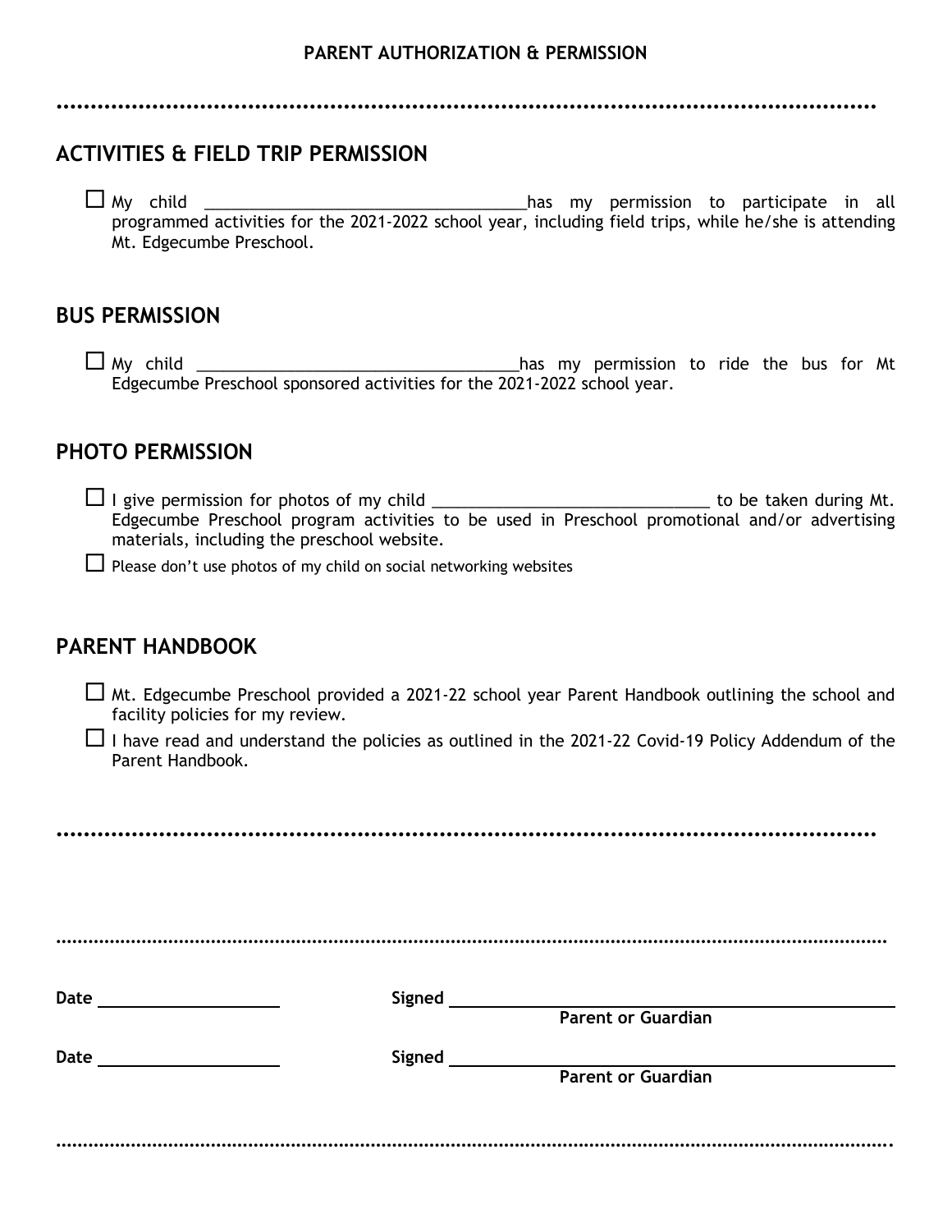**PARENT AUTHORIZATION & PERMISSION**

## ACTIVITIES & FIELD TRIP PERMISSION

☐ My child ____________________________________has my permission to participate in all programmed activities for the 2021-2022 school year, including field trips, while he/she is attending Mt. Edgecumbe Preschool.

## BUS PERMISSION

☐ My child ____________________________________has my permission to ride the bus for Mt Edgecumbe Preschool sponsored activities for the 2021-2022 school year.

## PHOTO PERMISSION

☐ I give permission for photos of my child _______________________________ to be taken during Mt. Edgecumbe Preschool program activities to be used in Preschool promotional and/or advertising materials, including the preschool website.

☐ Please don't use photos of my child on social networking websites

## PARENT HANDBOOK

☐ Mt. Edgecumbe Preschool provided a 2021-22 school year Parent Handbook outlining the school and facility policies for my review.

☐ I have read and understand the policies as outlined in the 2021-22 Covid-19 Policy Addendum of the Parent Handbook.

**Date** ____________________ **Signed** ____________________________________________
**Parent or Guardian**

**Date** ____________________ **Signed** ____________________________________________
**Parent or Guardian**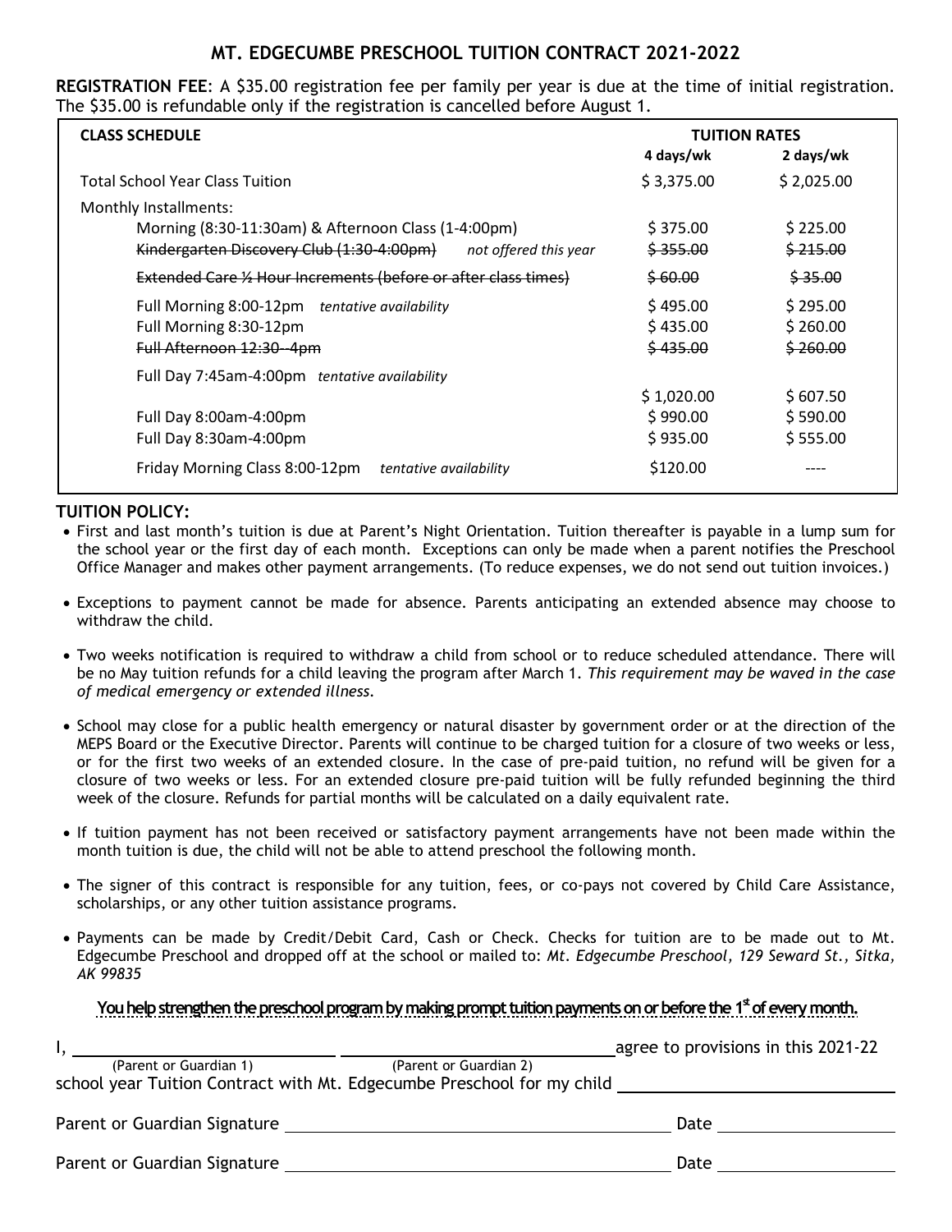# MT. EDGECUMBE PRESCHOOL TUITION CONTRACT 2021-2022

**REGISTRATION FEE**: A $35.00 registration fee per family per year is due at the time of initial registration. The $35.00 is refundable only if the registration is cancelled before August 1.

| CLASS SCHEDULE | TUITION RATES | |
|---|---|---|
| | 4 days/wk | 2 days/wk |
| Total School Year Class Tuition | $ 3,375.00 | $ 2,025.00 |
| Monthly Installments: | | |
| Morning (8:30-11:30am) & Afternoon Class (1-4:00pm) | $ 375.00 | $ 225.00 |
| ~~Kindergarten Discovery Club (1:30-4:00pm)~~ *not offered this year* | ~~$ 355.00~~ | ~~$ 215.00~~ |
| ~~Extended Care ½ Hour Increments (before or after class times)~~ | ~~$ 60.00~~ | ~~$ 35.00~~ |
| Full Morning 8:00-12pm *tentative availability* | $ 495.00 | $ 295.00 |
| Full Morning 8:30-12pm | $ 435.00 | $ 260.00 |
| ~~Full Afternoon 12:30--4pm~~ | ~~$ 435.00~~ | ~~$ 260.00~~ |
| Full Day 7:45am-4:00pm *tentative availability* | $ 1,020.00 | $ 607.50 |
| Full Day 8:00am-4:00pm | $ 990.00 | $ 590.00 |
| Full Day 8:30am-4:00pm | $ 935.00 | $ 555.00 |
| Friday Morning Class 8:00-12pm *tentative availability* | $120.00 | ---- |

## TUITION POLICY:

- First and last month's tuition is due at Parent's Night Orientation. Tuition thereafter is payable in a lump sum for the school year or the first day of each month. Exceptions can only be made when a parent notifies the Preschool Office Manager and makes other payment arrangements. (To reduce expenses, we do not send out tuition invoices.)
- Exceptions to payment cannot be made for absence. Parents anticipating an extended absence may choose to withdraw the child.
- Two weeks notification is required to withdraw a child from school or to reduce scheduled attendance. There will be no May tuition refunds for a child leaving the program after March 1. *This requirement may be waved in the case of medical emergency or extended illness.*
- School may close for a public health emergency or natural disaster by government order or at the direction of the MEPS Board or the Executive Director. Parents will continue to be charged tuition for a closure of two weeks or less, or for the first two weeks of an extended closure. In the case of pre-paid tuition, no refund will be given for a closure of two weeks or less. For an extended closure pre-paid tuition will be fully refunded beginning the third week of the closure. Refunds for partial months will be calculated on a daily equivalent rate.
- If tuition payment has not been received or satisfactory payment arrangements have not been made within the month tuition is due, the child will not be able to attend preschool the following month.
- The signer of this contract is responsible for any tuition, fees, or co-pays not covered by Child Care Assistance, scholarships, or any other tuition assistance programs.
- Payments can be made by Credit/Debit Card, Cash or Check. Checks for tuition are to be made out to Mt. Edgecumbe Preschool and dropped off at the school or mailed to: *Mt. Edgecumbe Preschool, 129 Seward St., Sitka, AK 99835*

**You help strengthen the preschool program by making prompt tuition payments on or before the 1st of every month.**

I, ______________________ ______________________ agree to provisions in this 2021-22
(Parent or Guardian 1) (Parent or Guardian 2)
school year Tuition Contract with Mt. Edgecumbe Preschool for my child ______________________

Parent or Guardian Signature ______________________ Date ____________

Parent or Guardian Signature ______________________ Date ____________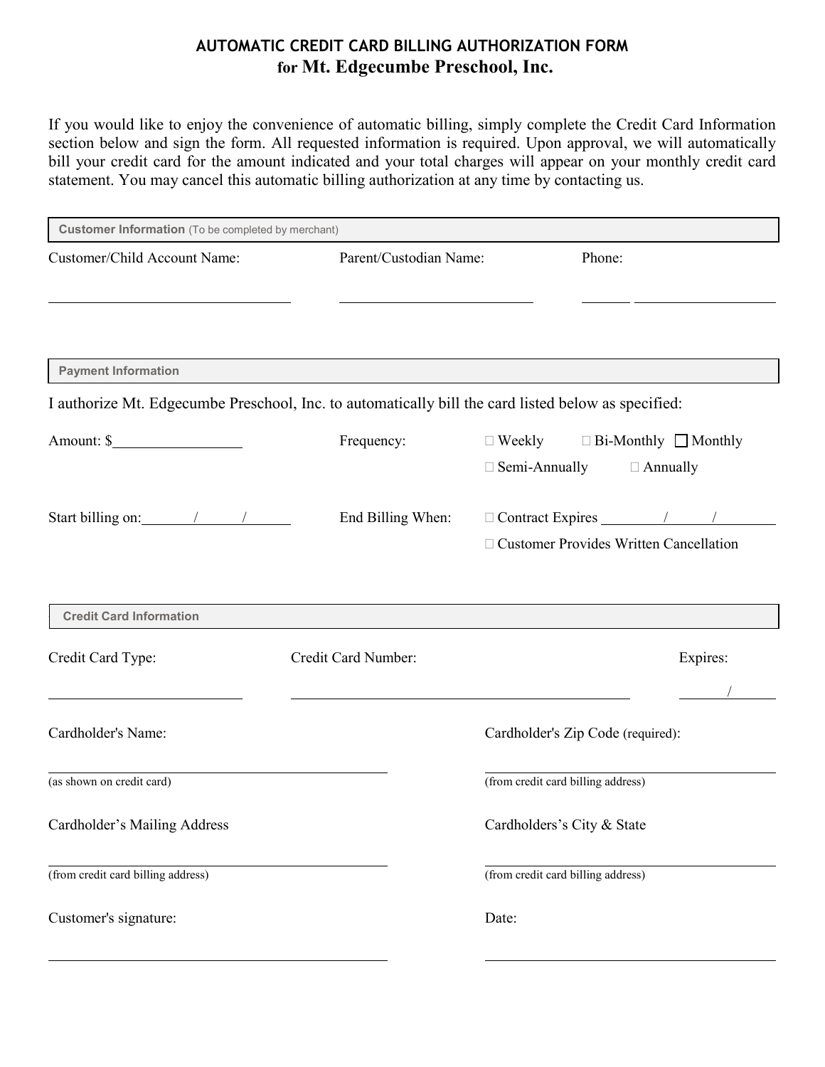# AUTOMATIC CREDIT CARD BILLING AUTHORIZATION FORM
## for Mt. Edgecumbe Preschool, Inc.

If you would like to enjoy the convenience of automatic billing, simply complete the Credit Card Information section below and sign the form. All requested information is required. Upon approval, we will automatically bill your credit card for the amount indicated and your total charges will appear on your monthly credit card statement. You may cancel this automatic billing authorization at any time by contacting us.

**Customer Information** (To be completed by merchant)

Customer/Child Account Name: ______________________

Parent/Custodian Name: ______________________

Phone: ______ ______________

**Payment Information**

I authorize Mt. Edgecumbe Preschool, Inc. to automatically bill the card listed below as specified:

Amount: $______________

Frequency: ☐ Weekly ☐ Bi-Monthly ☐ Monthly ☐ Semi-Annually ☐ Annually

Start billing on: _____/_____/_____

End Billing When: ☐ Contract Expires _____/_____/_____ ☐ Customer Provides Written Cancellation

**Credit Card Information**

Credit Card Type: ______________________

Credit Card Number: ______________________

Expires: _____/_____

Cardholder's Name: ______________________
(as shown on credit card)

Cardholder's Zip Code (required): ______________________
(from credit card billing address)

Cardholder's Mailing Address ______________________
(from credit card billing address)

Cardholders's City & State ______________________
(from credit card billing address)

Customer's signature: ______________________

Date: ______________________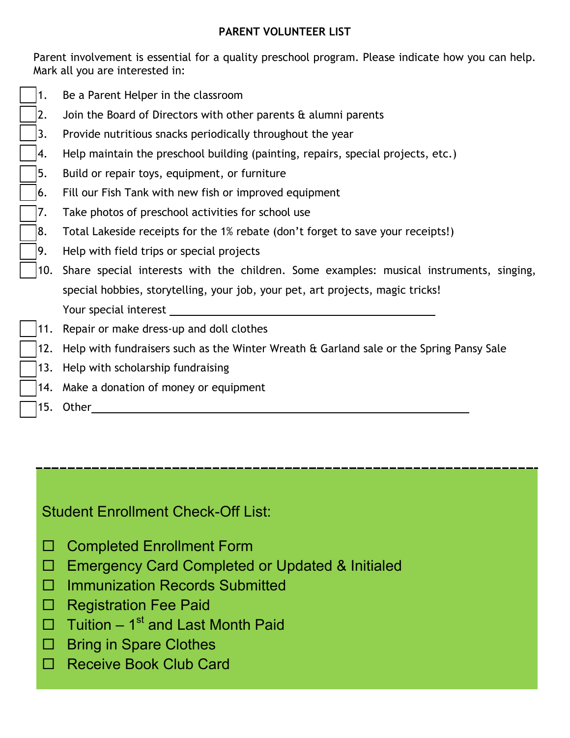## PARENT VOLUNTEER LIST

Parent involvement is essential for a quality preschool program. Please indicate how you can help. Mark all you are interested in:

- ☐ 1. Be a Parent Helper in the classroom
- ☐ 2. Join the Board of Directors with other parents & alumni parents
- ☐ 3. Provide nutritious snacks periodically throughout the year
- ☐ 4. Help maintain the preschool building (painting, repairs, special projects, etc.)
- ☐ 5. Build or repair toys, equipment, or furniture
- ☐ 6. Fill our Fish Tank with new fish or improved equipment
- ☐ 7. Take photos of preschool activities for school use
- ☐ 8. Total Lakeside receipts for the 1% rebate (don't forget to save your receipts!)
- ☐ 9. Help with field trips or special projects
- ☐ 10. Share special interests with the children. Some examples: musical instruments, singing, special hobbies, storytelling, your job, your pet, art projects, magic tricks!
  Your special interest ____________________________________________
- ☐ 11. Repair or make dress-up and doll clothes
- ☐ 12. Help with fundraisers such as the Winter Wreath & Garland sale or the Spring Pansy Sale
- ☐ 13. Help with scholarship fundraising
- ☐ 14. Make a donation of money or equipment
- ☐ 15. Other____________________________________________________________

---

### Student Enrollment Check-Off List:

- ☐ Completed Enrollment Form
- ☐ Emergency Card Completed or Updated & Initialed
- ☐ Immunization Records Submitted
- ☐ Registration Fee Paid
- ☐ Tuition – 1st and Last Month Paid
- ☐ Bring in Spare Clothes
- ☐ Receive Book Club Card